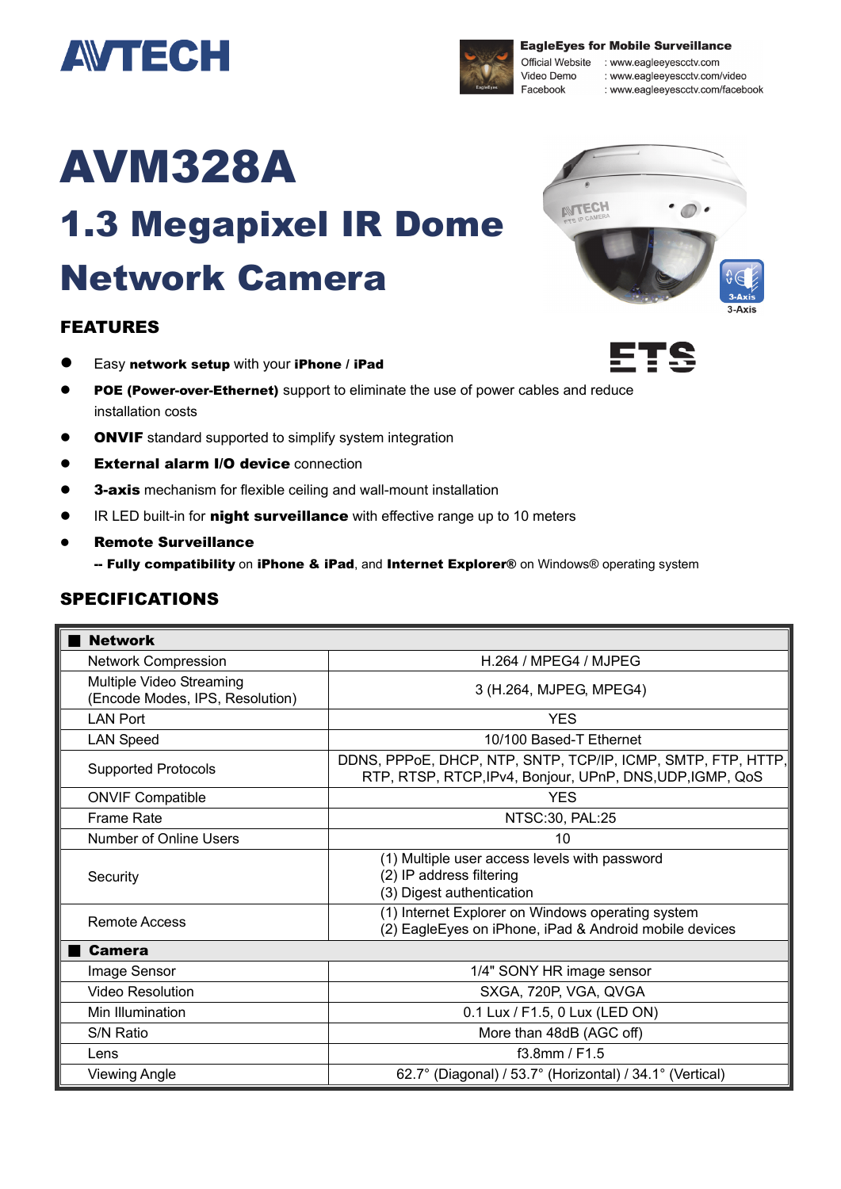AVTECH

**EagleEyes for Mobile Surveillance**
Official Website : www.eagleeyescctv.com
Video Demo : www.eagleeyescctv.com/video
Facebook : www.eagleeyescctv.com/facebook

# AVM328A

## 1.3 Megapixel IR Dome Network Camera

3-Axis

ETS

## FEATURES

- Easy **network setup** with your **iPhone / iPad**
- **POE (Power-over-Ethernet)** support to eliminate the use of power cables and reduce installation costs
- **ONVIF** standard supported to simplify system integration
- **External alarm I/O device** connection
- **3-axis** mechanism for flexible ceiling and wall-mount installation
- IR LED built-in for **night surveillance** with effective range up to 10 meters
- **Remote Surveillance**
  -- **Fully compatibility** on **iPhone & iPad**, and **Internet Explorer®** on Windows® operating system

## SPECIFICATIONS

| ■ **Network** | |
|---|---|
| Network Compression | H.264 / MPEG4 / MJPEG |
| Multiple Video Streaming (Encode Modes, IPS, Resolution) | 3 (H.264, MJPEG, MPEG4) |
| LAN Port | YES |
| LAN Speed | 10/100 Based-T Ethernet |
| Supported Protocols | DDNS, PPPoE, DHCP, NTP, SNTP, TCP/IP, ICMP, SMTP, FTP, HTTP, RTP, RTSP, RTCP,IPv4, Bonjour, UPnP, DNS,UDP,IGMP, QoS |
| ONVIF Compatible | YES |
| Frame Rate | NTSC:30, PAL:25 |
| Number of Online Users | 10 |
| Security | (1) Multiple user access levels with password<br>(2) IP address filtering<br>(3) Digest authentication |
| Remote Access | (1) Internet Explorer on Windows operating system<br>(2) EagleEyes on iPhone, iPad & Android mobile devices |
| ■ **Camera** | |
| Image Sensor | 1/4" SONY HR image sensor |
| Video Resolution | SXGA, 720P, VGA, QVGA |
| Min Illumination | 0.1 Lux / F1.5, 0 Lux (LED ON) |
| S/N Ratio | More than 48dB (AGC off) |
| Lens | f3.8mm / F1.5 |
| Viewing Angle | 62.7° (Diagonal) / 53.7° (Horizontal) / 34.1° (Vertical) |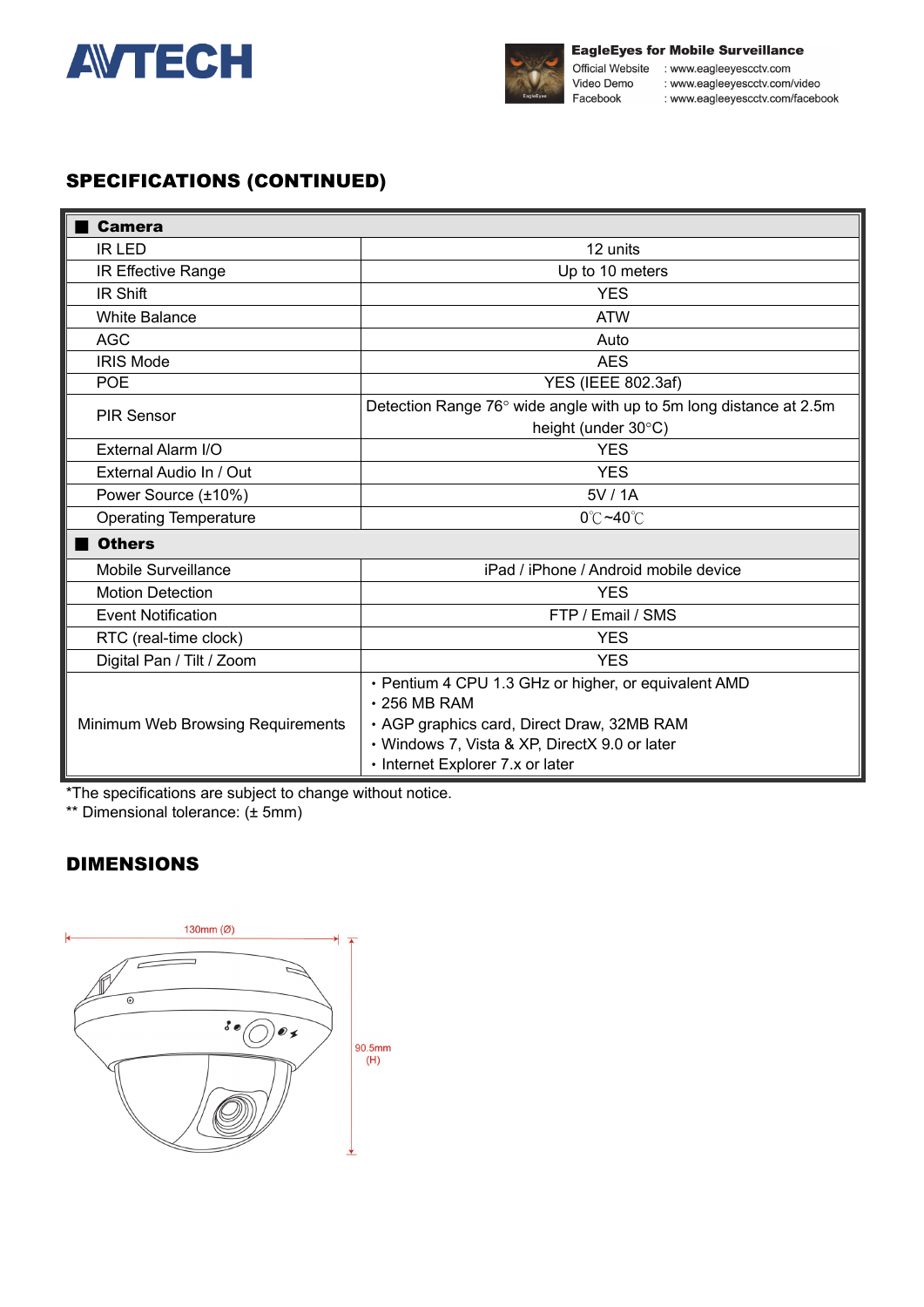## SPECIFICATIONS (CONTINUED)

| | |
|---|---|
| ■ **Camera** | |
| IR LED | 12 units |
| IR Effective Range | Up to 10 meters |
| IR Shift | YES |
| White Balance | ATW |
| AGC | Auto |
| IRIS Mode | AES |
| POE | YES (IEEE 802.3af) |
| PIR Sensor | Detection Range 76° wide angle with up to 5m long distance at 2.5m height (under 30°C) |
| External Alarm I/O | YES |
| External Audio In / Out | YES |
| Power Source (±10%) | 5V / 1A |
| Operating Temperature | 0℃~40℃ |
| ■ **Others** | |
| Mobile Surveillance | iPad / iPhone / Android mobile device |
| Motion Detection | YES |
| Event Notification | FTP / Email / SMS |
| RTC (real-time clock) | YES |
| Digital Pan / Tilt / Zoom | YES |
| Minimum Web Browsing Requirements | • Pentium 4 CPU 1.3 GHz or higher, or equivalent AMD<br>• 256 MB RAM<br>• AGP graphics card, Direct Draw, 32MB RAM<br>• Windows 7, Vista & XP, DirectX 9.0 or later<br>• Internet Explorer 7.x or later |

*The specifications are subject to change without notice.
** Dimensional tolerance: (± 5mm)

## DIMENSIONS

130mm (Ø)

90.5mm (H)